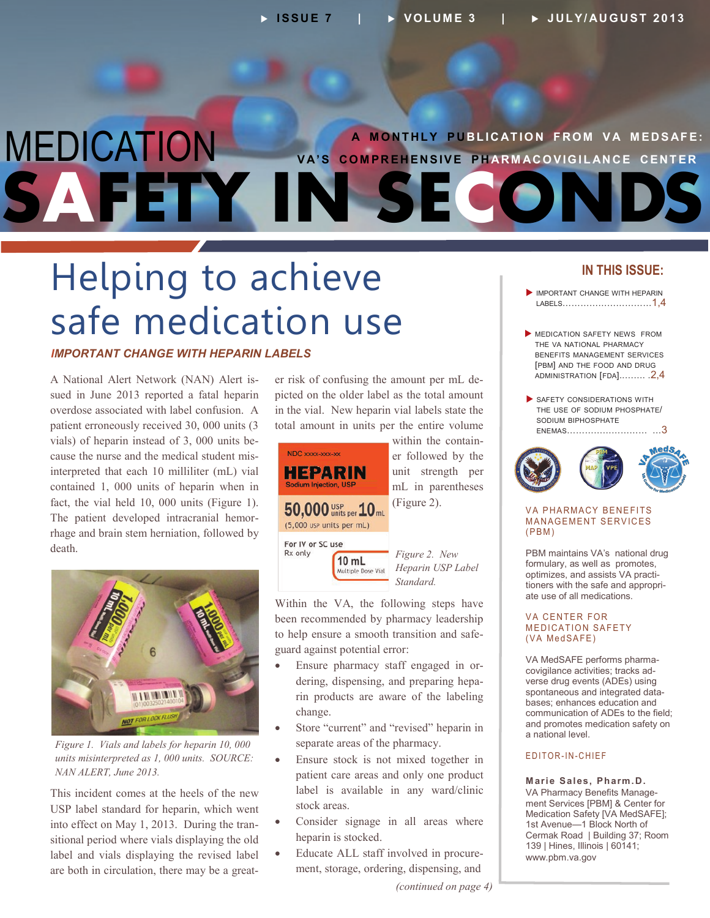# MEDICATION SAFETY IN SECONDS

A MONTHLY PUBLICATION FROM VA MEDSAFE: VA'S COMPREHENSIVE PHARMACOVIGILANCE CENTER

ISSUE 7 | VOLUME 3 | JULY/AUGUST 2013

## Helping to achieve safe medication use

### *IMPORTANT CHANGE WITH HEPARIN LABELS*

A National Alert Network (NAN) Alert issued in June 2013 reported a fatal heparin overdose associated with label confusion. A patient erroneously received 30, 000 units (3 vials) of heparin instead of 3, 000 units because the nurse and the medical student misinterpreted that each 10 milliliter (mL) vial contained 1, 000 units of heparin when in fact, the vial held 10, 000 units (Figure 1). The patient developed intracranial hemorrhage and brain stem herniation, followed by death.

*Figure 1. Vials and labels for heparin 10, 000 units misinterpreted as 1, 000 units. SOURCE: NAN ALERT, June 2013.*

This incident comes at the heels of the new USP label standard for heparin, which went into effect on May 1, 2013. During the transitional period where vials displaying the old label and vials displaying the revised label are both in circulation, there may be a greater risk of confusing the amount per mL depicted on the older label as the total amount in the vial. New heparin vial labels state the total amount in units per the entire volume within the container followed by the unit strength per mL in parentheses (Figure 2).

*Figure 2. New Heparin USP Label Standard.*

Within the VA, the following steps have been recommended by pharmacy leadership to help ensure a smooth transition and safeguard against potential error:

- Ensure pharmacy staff engaged in ordering, dispensing, and preparing heparin products are aware of the labeling change.
- Store "current" and "revised" heparin in separate areas of the pharmacy.
- Ensure stock is not mixed together in patient care areas and only one product label is available in any ward/clinic stock areas.
- Consider signage in all areas where heparin is stocked.
- Educate ALL staff involved in procurement, storage, ordering, dispensing, and

*(continued on page 4)*

---

## IN THIS ISSUE:

- IMPORTANT CHANGE WITH HEPARIN LABELS..............................1,4
- MEDICATION SAFETY NEWS FROM THE VA NATIONAL PHARMACY BENEFITS MANAGEMENT SERVICES [PBM] AND THE FOOD AND DRUG ADMINISTRATION [FDA]......... .2,4
- SAFETY CONSIDERATIONS WITH THE USE OF SODIUM PHOSPHATE/ SODIUM BIPHOSPHATE ENEMAS........................... ...3

### VA PHARMACY BENEFITS MANAGEMENT SERVICES (PBM)

PBM maintains VA's national drug formulary, as well as promotes, optimizes, and assists VA practitioners with the safe and appropriate use of all medications.

### VA CENTER FOR MEDICATION SAFETY (VA MedSAFE)

VA MedSAFE performs pharmacovigilance activities; tracks adverse drug events (ADEs) using spontaneous and integrated databases; enhances education and communication of ADEs to the field; and promotes medication safety on a national level.

### EDITOR-IN-CHIEF

**Marie Sales, Pharm.D.**
VA Pharmacy Benefits Management Services [PBM] & Center for Medication Safety [VA MedSAFE]; 1st Avenue—1 Block North of Cermak Road | Building 37; Room 139 | Hines, Illinois | 60141; www.pbm.va.gov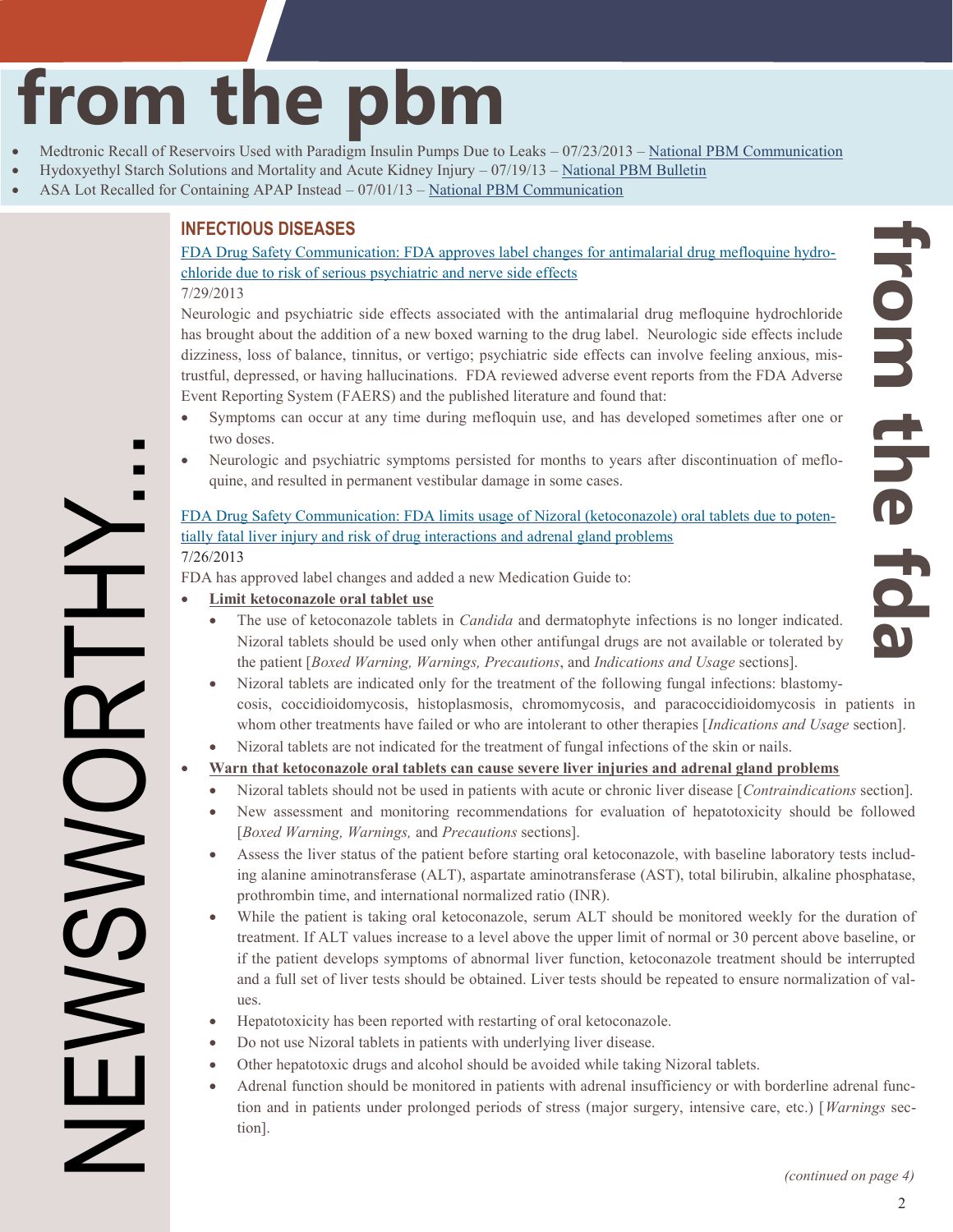# from the pbm

- Medtronic Recall of Reservoirs Used with Paradigm Insulin Pumps Due to Leaks – 07/23/2013 – National PBM Communication
- Hydoxyethyl Starch Solutions and Mortality and Acute Kidney Injury – 07/19/13 – National PBM Bulletin
- ASA Lot Recalled for Containing APAP Instead – 07/01/13 – National PBM Communication

NEWSWORTHY...

from the fda

## INFECTIOUS DISEASES

FDA Drug Safety Communication: FDA approves label changes for antimalarial drug mefloquine hydrochloride due to risk of serious psychiatric and nerve side effects

7/29/2013

Neurologic and psychiatric side effects associated with the antimalarial drug mefloquine hydrochloride has brought about the addition of a new boxed warning to the drug label. Neurologic side effects include dizziness, loss of balance, tinnitus, or vertigo; psychiatric side effects can involve feeling anxious, mistrustful, depressed, or having hallucinations. FDA reviewed adverse event reports from the FDA Adverse Event Reporting System (FAERS) and the published literature and found that:

- Symptoms can occur at any time during mefloquin use, and has developed sometimes after one or two doses.
- Neurologic and psychiatric symptoms persisted for months to years after discontinuation of mefloquine, and resulted in permanent vestibular damage in some cases.

FDA Drug Safety Communication: FDA limits usage of Nizoral (ketoconazole) oral tablets due to potentially fatal liver injury and risk of drug interactions and adrenal gland problems

7/26/2013

FDA has approved label changes and added a new Medication Guide to:

- **Limit ketoconazole oral tablet use**
  - The use of ketoconazole tablets in *Candida* and dermatophyte infections is no longer indicated. Nizoral tablets should be used only when other antifungal drugs are not available or tolerated by the patient [*Boxed Warning, Warnings, Precautions*, and *Indications and Usage* sections].
  - Nizoral tablets are indicated only for the treatment of the following fungal infections: blastomycosis, coccidioidomycosis, histoplasmosis, chromomycosis, and paracoccidioidomycosis in patients in whom other treatments have failed or who are intolerant to other therapies [*Indications and Usage* section].
  - Nizoral tablets are not indicated for the treatment of fungal infections of the skin or nails.
- **Warn that ketoconazole oral tablets can cause severe liver injuries and adrenal gland problems**
  - Nizoral tablets should not be used in patients with acute or chronic liver disease [*Contraindications* section].
  - New assessment and monitoring recommendations for evaluation of hepatotoxicity should be followed [*Boxed Warning, Warnings,* and *Precautions* sections].
  - Assess the liver status of the patient before starting oral ketoconazole, with baseline laboratory tests including alanine aminotransferase (ALT), aspartate aminotransferase (AST), total bilirubin, alkaline phosphatase, prothrombin time, and international normalized ratio (INR).
  - While the patient is taking oral ketoconazole, serum ALT should be monitored weekly for the duration of treatment. If ALT values increase to a level above the upper limit of normal or 30 percent above baseline, or if the patient develops symptoms of abnormal liver function, ketoconazole treatment should be interrupted and a full set of liver tests should be obtained. Liver tests should be repeated to ensure normalization of values.
  - Hepatotoxicity has been reported with restarting of oral ketoconazole.
  - Do not use Nizoral tablets in patients with underlying liver disease.
  - Other hepatotoxic drugs and alcohol should be avoided while taking Nizoral tablets.
  - Adrenal function should be monitored in patients with adrenal insufficiency or with borderline adrenal function and in patients under prolonged periods of stress (major surgery, intensive care, etc.) [*Warnings* section].

*(continued on page 4)*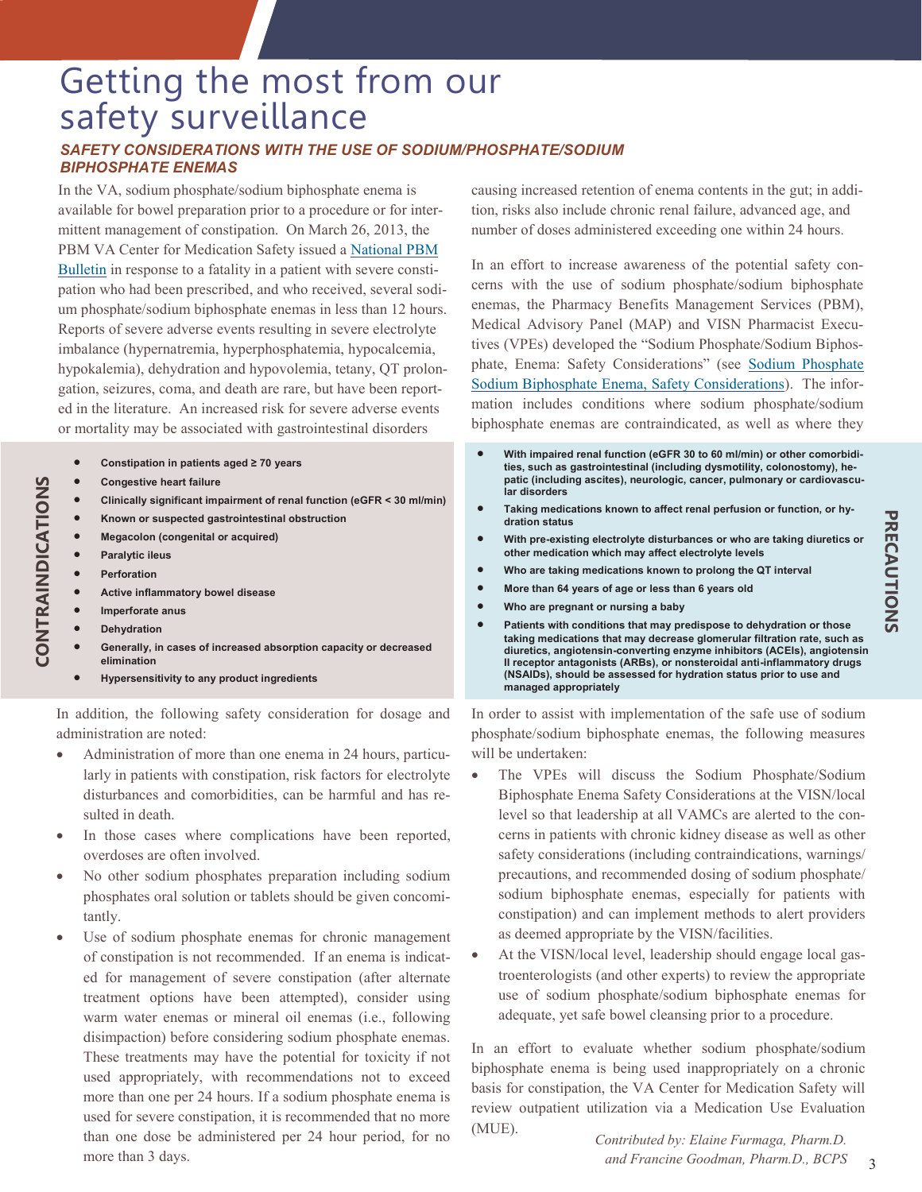# Getting the most from our safety surveillance

## *SAFETY CONSIDERATIONS WITH THE USE OF SODIUM/PHOSPHATE/SODIUM BIPHOSPHATE ENEMAS*

In the VA, sodium phosphate/sodium biphosphate enema is available for bowel preparation prior to a procedure or for intermittent management of constipation. On March 26, 2013, the PBM VA Center for Medication Safety issued a National PBM Bulletin in response to a fatality in a patient with severe constipation who had been prescribed, and who received, several sodium phosphate/sodium biphosphate enemas in less than 12 hours. Reports of severe adverse events resulting in severe electrolyte imbalance (hypernatremia, hyperphosphatemia, hypocalcemia, hypokalemia), dehydration and hypovolemia, tetany, QT prolongation, seizures, coma, and death are rare, but have been reported in the literature. An increased risk for severe adverse events or mortality may be associated with gastrointestinal disorders causing increased retention of enema contents in the gut; in addition, risks also include chronic renal failure, advanced age, and number of doses administered exceeding one within 24 hours.

In an effort to increase awareness of the potential safety concerns with the use of sodium phosphate/sodium biphosphate enemas, the Pharmacy Benefits Management Services (PBM), Medical Advisory Panel (MAP) and VISN Pharmacist Executives (VPEs) developed the "Sodium Phosphate/Sodium Biphosphate, Enema: Safety Considerations" (see Sodium Phosphate Sodium Biphosphate Enema, Safety Considerations). The information includes conditions where sodium phosphate/sodium biphosphate enemas are contraindicated, as well as where they

**CONTRAINDICATIONS**

- **Constipation in patients aged ≥ 70 years**
- **Congestive heart failure**
- **Clinically significant impairment of renal function (eGFR < 30 ml/min)**
- **Known or suspected gastrointestinal obstruction**
- **Megacolon (congenital or acquired)**
- **Paralytic ileus**
- **Perforation**
- **Active inflammatory bowel disease**
- **Imperforate anus**
- **Dehydration**
- **Generally, in cases of increased absorption capacity or decreased elimination**
- **Hypersensitivity to any product ingredients**

**PRECAUTIONS**

- **With impaired renal function (eGFR 30 to 60 ml/min) or other comorbidities, such as gastrointestinal (including dysmotility, colonostomy), hepatic (including ascites), neurologic, cancer, pulmonary or cardiovascular disorders**
- **Taking medications known to affect renal perfusion or function, or hydration status**
- **With pre-existing electrolyte disturbances or who are taking diuretics or other medication which may affect electrolyte levels**
- **Who are taking medications known to prolong the QT interval**
- **More than 64 years of age or less than 6 years old**
- **Who are pregnant or nursing a baby**
- **Patients with conditions that may predispose to dehydration or those taking medications that may decrease glomerular filtration rate, such as diuretics, angiotensin-converting enzyme inhibitors (ACEIs), angiotensin II receptor antagonists (ARBs), or nonsteroidal anti-inflammatory drugs (NSAIDs), should be assessed for hydration status prior to use and managed appropriately**

In addition, the following safety consideration for dosage and administration are noted:

- Administration of more than one enema in 24 hours, particularly in patients with constipation, risk factors for electrolyte disturbances and comorbidities, can be harmful and has resulted in death.
- In those cases where complications have been reported, overdoses are often involved.
- No other sodium phosphates preparation including sodium phosphates oral solution or tablets should be given concomitantly.
- Use of sodium phosphate enemas for chronic management of constipation is not recommended. If an enema is indicated for management of severe constipation (after alternate treatment options have been attempted), consider using warm water enemas or mineral oil enemas (i.e., following disimpaction) before considering sodium phosphate enemas. These treatments may have the potential for toxicity if not used appropriately, with recommendations not to exceed more than one per 24 hours. If a sodium phosphate enema is used for severe constipation, it is recommended that no more than one dose be administered per 24 hour period, for no more than 3 days.

In order to assist with implementation of the safe use of sodium phosphate/sodium biphosphate enemas, the following measures will be undertaken:

- The VPEs will discuss the Sodium Phosphate/Sodium Biphosphate Enema Safety Considerations at the VISN/local level so that leadership at all VAMCs are alerted to the concerns in patients with chronic kidney disease as well as other safety considerations (including contraindications, warnings/precautions, and recommended dosing of sodium phosphate/sodium biphosphate enemas, especially for patients with constipation) and can implement methods to alert providers as deemed appropriate by the VISN/facilities.
- At the VISN/local level, leadership should engage local gastroenterologists (and other experts) to review the appropriate use of sodium phosphate/sodium biphosphate enemas for adequate, yet safe bowel cleansing prior to a procedure.

In an effort to evaluate whether sodium phosphate/sodium biphosphate enema is being used inappropriately on a chronic basis for constipation, the VA Center for Medication Safety will review outpatient utilization via a Medication Use Evaluation (MUE).

*Contributed by: Elaine Furmaga, Pharm.D. and Francine Goodman, Pharm.D., BCPS*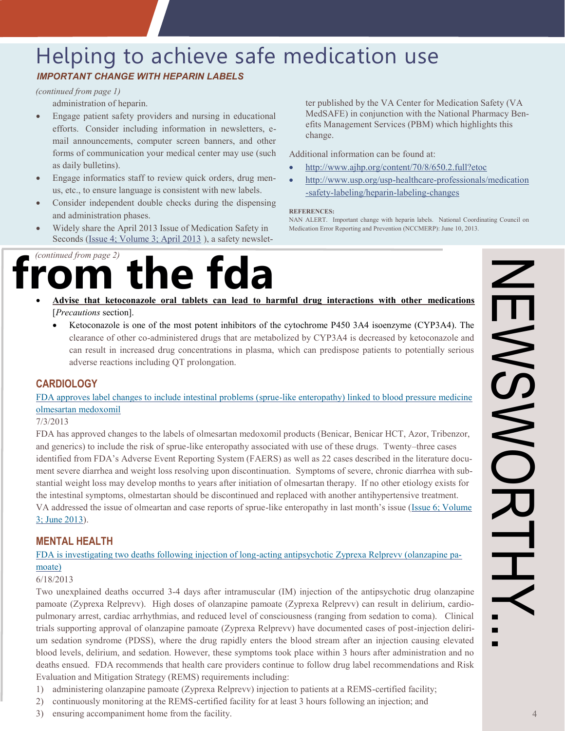# Helping to achieve safe medication use

***IMPORTANT CHANGE WITH HEPARIN LABELS***

*(continued from page 1)*

administration of heparin.

- Engage patient safety providers and nursing in educational efforts. Consider including information in newsletters, e-mail announcements, computer screen banners, and other forms of communication your medical center may use (such as daily bulletins).
- Engage informatics staff to review quick orders, drug menus, etc., to ensure language is consistent with new labels.
- Consider independent double checks during the dispensing and administration phases.
- Widely share the April 2013 Issue of Medication Safety in Seconds (Issue 4; Volume 3; April 2013 ), a safety newsletter published by the VA Center for Medication Safety (VA MedSAFE) in conjunction with the National Pharmacy Benefits Management Services (PBM) which highlights this change.

Additional information can be found at:

- http://www.ajhp.org/content/70/8/650.2.full?etoc
- http://www.usp.org/usp-healthcare-professionals/medication-safety-labeling/heparin-labeling-changes

**REFERENCES:**

NAN ALERT. Important change with heparin labels. National Coordinating Council on Medication Error Reporting and Prevention (NCCMERP): June 10, 2013.

# NEWSWORTHY...

*(continued from page 2)*

# from the fda

- **Advise that ketoconazole oral tablets can lead to harmful drug interactions with other medications** [*Precautions* section].
  - Ketoconazole is one of the most potent inhibitors of the cytochrome P450 3A4 isoenzyme (CYP3A4). The clearance of other co-administered drugs that are metabolized by CYP3A4 is decreased by ketoconazole and can result in increased drug concentrations in plasma, which can predispose patients to potentially serious adverse reactions including QT prolongation.

## CARDIOLOGY

FDA approves label changes to include intestinal problems (sprue-like enteropathy) linked to blood pressure medicine olmesartan medoxomil

7/3/2013

FDA has approved changes to the labels of olmesartan medoxomil products (Benicar, Benicar HCT, Azor, Tribenzor, and generics) to include the risk of sprue-like enteropathy associated with use of these drugs. Twenty–three cases identified from FDA's Adverse Event Reporting System (FAERS) as well as 22 cases described in the literature document severe diarrhea and weight loss resolving upon discontinuation. Symptoms of severe, chronic diarrhea with substantial weight loss may develop months to years after initiation of olmesartan therapy. If no other etiology exists for the intestinal symptoms, olmestartan should be discontinued and replaced with another antihypertensive treatment. VA addressed the issue of olmeartan and case reports of sprue-like enteropathy in last month's issue (Issue 6; Volume 3; June 2013).

## MENTAL HEALTH

FDA is investigating two deaths following injection of long-acting antipsychotic Zyprexa Relprevv (olanzapine pamoate)

6/18/2013

Two unexplained deaths occurred 3-4 days after intramuscular (IM) injection of the antipsychotic drug olanzapine pamoate (Zyprexa Relprevv). High doses of olanzapine pamoate (Zyprexa Relprevv) can result in delirium, cardiopulmonary arrest, cardiac arrhythmias, and reduced level of consciousness (ranging from sedation to coma). Clinical trials supporting approval of olanzapine pamoate (Zyprexa Relprevv) have documented cases of post-injection delirium sedation syndrome (PDSS), where the drug rapidly enters the blood stream after an injection causing elevated blood levels, delirium, and sedation. However, these symptoms took place within 3 hours after administration and no deaths ensued. FDA recommends that health care providers continue to follow drug label recommendations and Risk Evaluation and Mitigation Strategy (REMS) requirements including:

1) administering olanzapine pamoate (Zyprexa Relprevv) injection to patients at a REMS-certified facility;
2) continuously monitoring at the REMS-certified facility for at least 3 hours following an injection; and
3) ensuring accompaniment home from the facility.